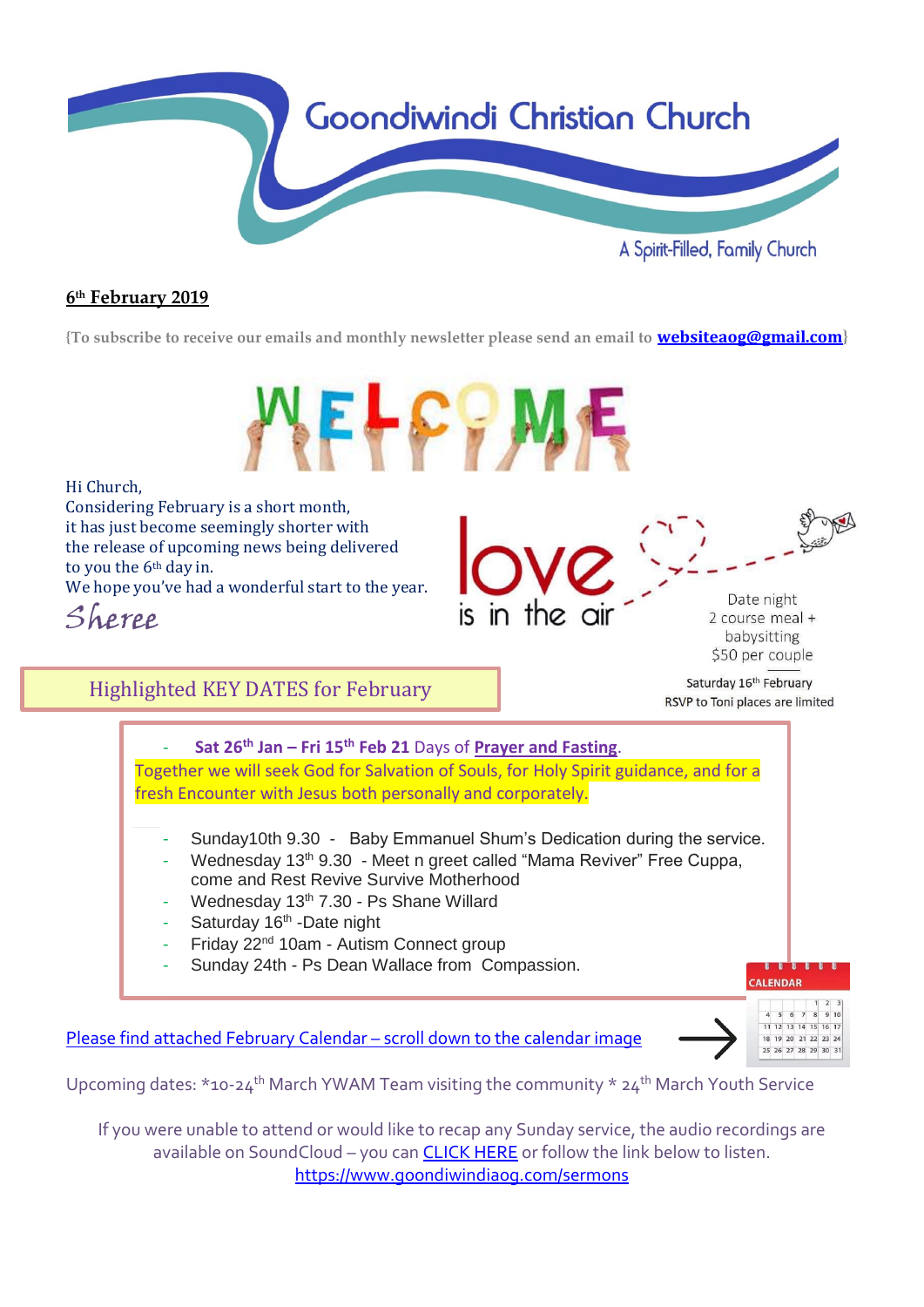# Goondiwindi Christian Church

A Spirit-Filled, Family Church

**6th February 2019**

{To subscribe to receive our emails and monthly newsletter please send an email to **websiteaog@gmail.com**}

WELCOME

Hi Church,
Considering February is a short month,
it has just become seemingly shorter with
the release of upcoming news being delivered
to you the 6th day in.
We hope you've had a wonderful start to the year.

*Sheree*

**love** is in the air

Date night
2 course meal +
babysitting
$50 per couple

Saturday 16th February
RSVP to Toni places are limited

## Highlighted KEY DATES for February

- **Sat 26th Jan – Fri 15th Feb 21** Days of **Prayer and Fasting**.

Together we will seek God for Salvation of Souls, for Holy Spirit guidance, and for a fresh Encounter with Jesus both personally and corporately.

- Sunday10th 9.30 - Baby Emmanuel Shum's Dedication during the service.
- Wednesday 13th 9.30 - Meet n greet called "Mama Reviver" Free Cuppa, come and Rest Revive Survive Motherhood
- Wednesday 13th 7.30 - Ps Shane Willard
- Saturday 16th -Date night
- Friday 22nd 10am - Autism Connect group
- Sunday 24th - Ps Dean Wallace from Compassion.

Please find attached February Calendar – scroll down to the calendar image →

CALENDAR

Upcoming dates: *10-24th March YWAM Team visiting the community * 24th March Youth Service

If you were unable to attend or would like to recap any Sunday service, the audio recordings are available on SoundCloud – you can CLICK HERE or follow the link below to listen.
https://www.goondiwindiaog.com/sermons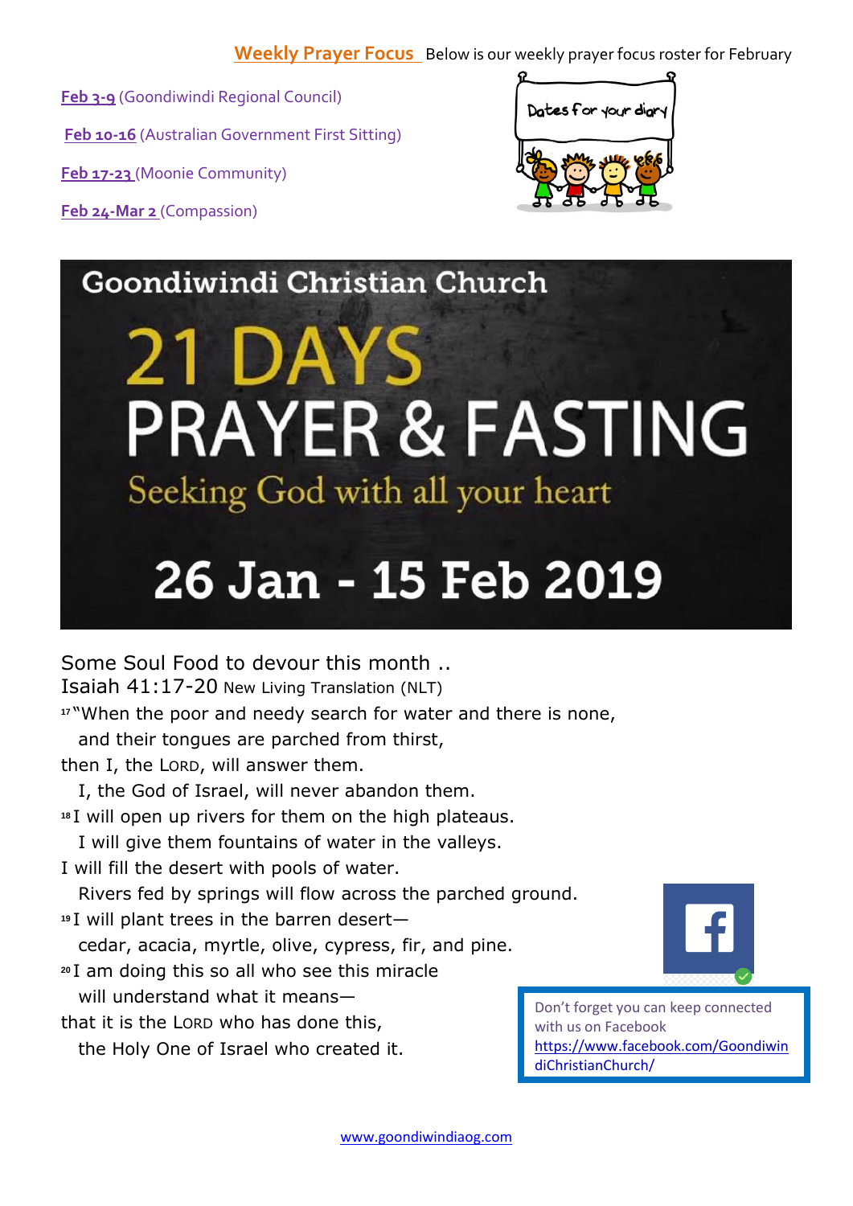**Weekly Prayer Focus** Below is our weekly prayer focus roster for February

**Feb 3-9** (Goondiwindi Regional Council)

**Feb 10-16** (Australian Government First Sitting)

**Feb 17-23** (Moonie Community)

**Feb 24-Mar 2** (Compassion)

Dates for your diary

## Goondiwindi Christian Church

# 21 DAYS PRAYER & FASTING

Seeking God with all your heart

## 26 Jan - 15 Feb 2019

Some Soul Food to devour this month ..

Isaiah 41:17-20 New Living Translation (NLT)

[17] "When the poor and needy search for water and there is none,
 and their tongues are parched from thirst,
then I, the LORD, will answer them.
 I, the God of Israel, will never abandon them.
[18] I will open up rivers for them on the high plateaus.
 I will give them fountains of water in the valleys.
I will fill the desert with pools of water.
 Rivers fed by springs will flow across the parched ground.
[19] I will plant trees in the barren desert—
 cedar, acacia, myrtle, olive, cypress, fir, and pine.
[20] I am doing this so all who see this miracle
 will understand what it means—
that it is the LORD who has done this,
 the Holy One of Israel who created it.

Don't forget you can keep connected with us on Facebook https://www.facebook.com/GoondiwindiChristianChurch/

www.goondiwindiaog.com